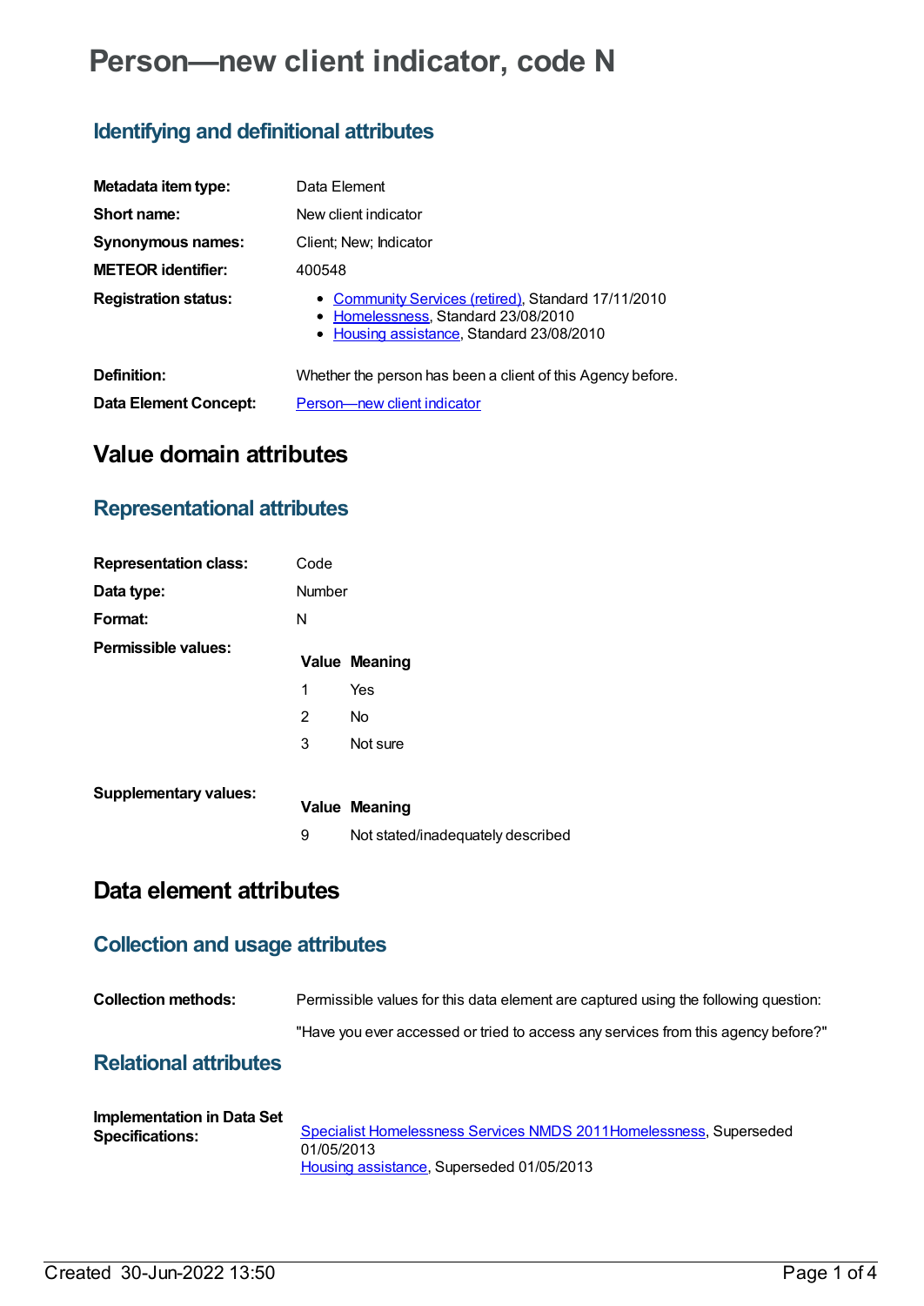# Person—new client indicator, code N

## Identifying and definitional attributes

| | |
|---|---|
| **Metadata item type:** | Data Element |
| **Short name:** | New client indicator |
| **Synonymous names:** | Client; New; Indicator |
| **METEOR identifier:** | 400548 |
| **Registration status:** | • Community Services (retired), Standard 17/11/2010<br>• Homelessness, Standard 23/08/2010<br>• Housing assistance, Standard 23/08/2010 |
| **Definition:** | Whether the person has been a client of this Agency before. |
| **Data Element Concept:** | Person—new client indicator |

# Value domain attributes

## Representational attributes

| | |
|---|---|
| **Representation class:** | Code |
| **Data type:** | Number |
| **Format:** | N |

**Permissible values:**

| Value | Meaning |
|---|---|
| 1 | Yes |
| 2 | No |
| 3 | Not sure |

**Supplementary values:**

| Value | Meaning |
|---|---|
| 9 | Not stated/inadequately described |

# Data element attributes

## Collection and usage attributes

**Collection methods:** Permissible values for this data element are captured using the following question:

"Have you ever accessed or tried to access any services from this agency before?"

## Relational attributes

**Implementation in Data Set Specifications:**

Specialist Homelessness Services NMDS 2011Homelessness, Superseded 01/05/2013
Housing assistance, Superseded 01/05/2013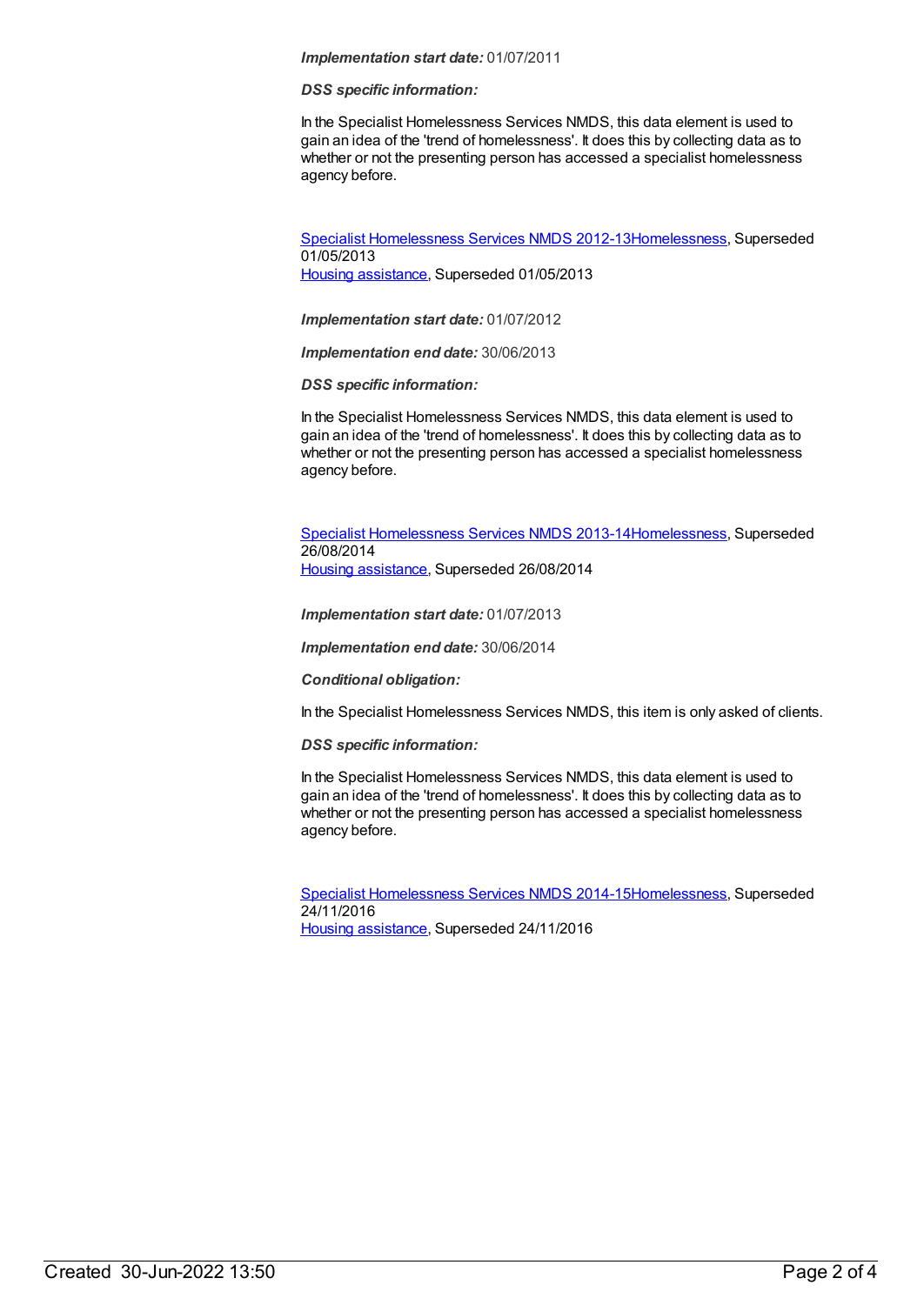***Implementation start date:*** 01/07/2011

***DSS specific information:***

In the Specialist Homelessness Services NMDS, this data element is used to gain an idea of the 'trend of homelessness'. It does this by collecting data as to whether or not the presenting person has accessed a specialist homelessness agency before.

Specialist Homelessness Services NMDS 2012-13Homelessness, Superseded 01/05/2013
Housing assistance, Superseded 01/05/2013

***Implementation start date:*** 01/07/2012

***Implementation end date:*** 30/06/2013

***DSS specific information:***

In the Specialist Homelessness Services NMDS, this data element is used to gain an idea of the 'trend of homelessness'. It does this by collecting data as to whether or not the presenting person has accessed a specialist homelessness agency before.

Specialist Homelessness Services NMDS 2013-14Homelessness, Superseded 26/08/2014
Housing assistance, Superseded 26/08/2014

***Implementation start date:*** 01/07/2013

***Implementation end date:*** 30/06/2014

***Conditional obligation:***

In the Specialist Homelessness Services NMDS, this item is only asked of clients.

***DSS specific information:***

In the Specialist Homelessness Services NMDS, this data element is used to gain an idea of the 'trend of homelessness'. It does this by collecting data as to whether or not the presenting person has accessed a specialist homelessness agency before.

Specialist Homelessness Services NMDS 2014-15Homelessness, Superseded 24/11/2016
Housing assistance, Superseded 24/11/2016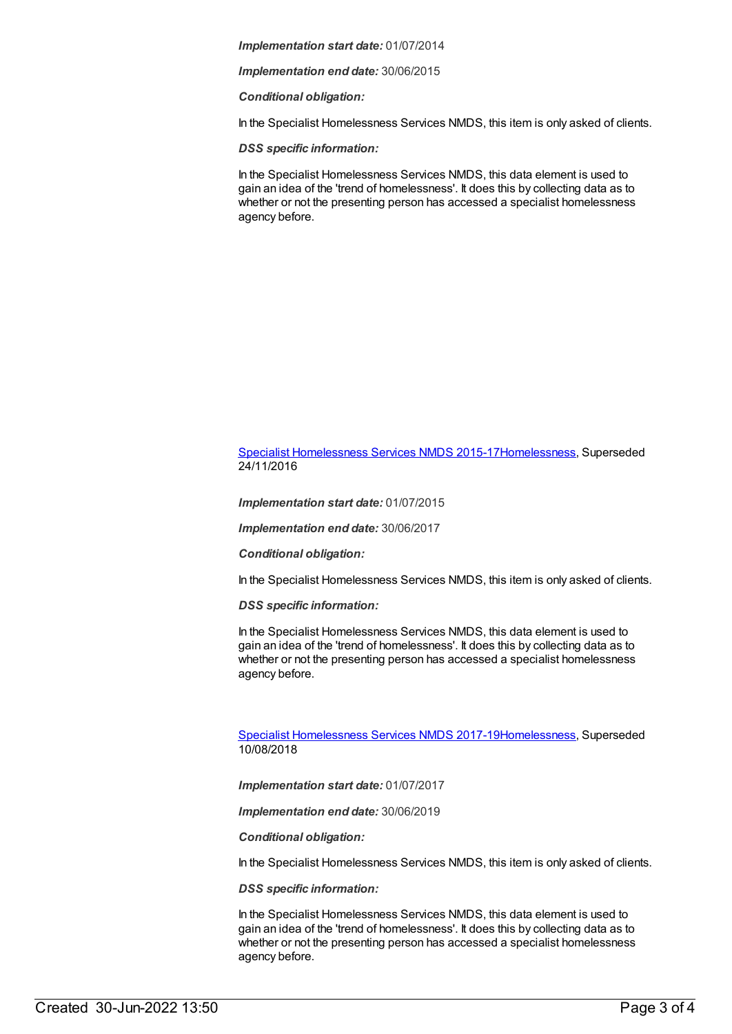***Implementation start date:*** 01/07/2014

***Implementation end date:*** 30/06/2015

***Conditional obligation:***

In the Specialist Homelessness Services NMDS, this item is only asked of clients.

***DSS specific information:***

In the Specialist Homelessness Services NMDS, this data element is used to gain an idea of the 'trend of homelessness'. It does this by collecting data as to whether or not the presenting person has accessed a specialist homelessness agency before.

[Specialist Homelessness Services NMDS 2015-17Homelessness](), Superseded 24/11/2016

***Implementation start date:*** 01/07/2015

***Implementation end date:*** 30/06/2017

***Conditional obligation:***

In the Specialist Homelessness Services NMDS, this item is only asked of clients.

***DSS specific information:***

In the Specialist Homelessness Services NMDS, this data element is used to gain an idea of the 'trend of homelessness'. It does this by collecting data as to whether or not the presenting person has accessed a specialist homelessness agency before.

[Specialist Homelessness Services NMDS 2017-19Homelessness](), Superseded 10/08/2018

***Implementation start date:*** 01/07/2017

***Implementation end date:*** 30/06/2019

***Conditional obligation:***

In the Specialist Homelessness Services NMDS, this item is only asked of clients.

***DSS specific information:***

In the Specialist Homelessness Services NMDS, this data element is used to gain an idea of the 'trend of homelessness'. It does this by collecting data as to whether or not the presenting person has accessed a specialist homelessness agency before.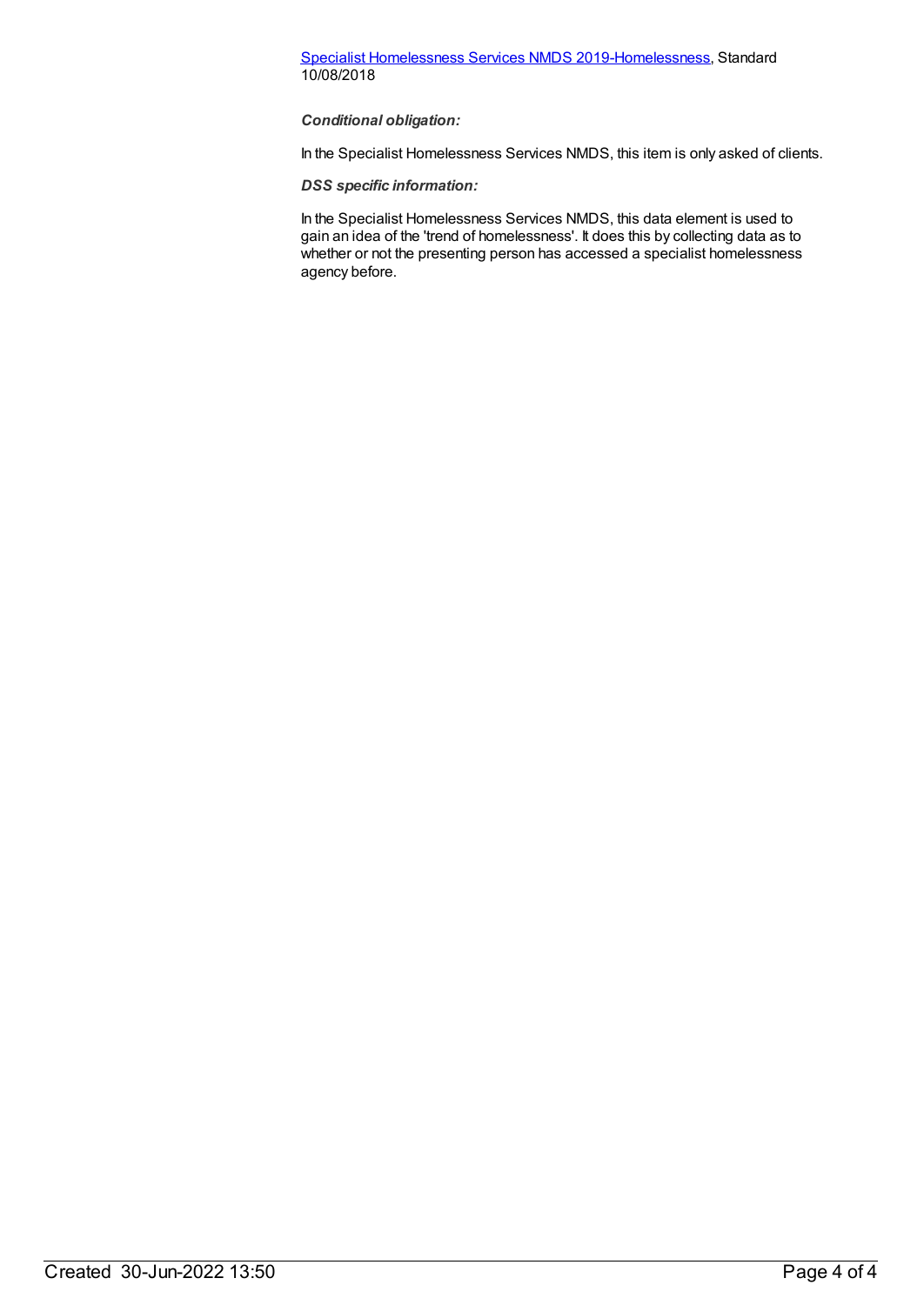Specialist Homelessness Services NMDS 2019-Homelessness, Standard 10/08/2018

***Conditional obligation:***

In the Specialist Homelessness Services NMDS, this item is only asked of clients.

***DSS specific information:***

In the Specialist Homelessness Services NMDS, this data element is used to gain an idea of the 'trend of homelessness'. It does this by collecting data as to whether or not the presenting person has accessed a specialist homelessness agency before.